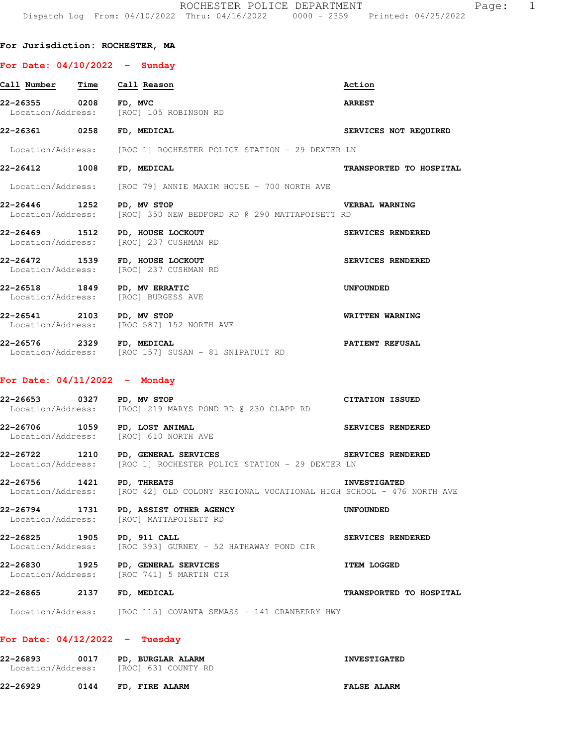ROCHESTER POLICE DEPARTMENT

Dispatch Log From: 04/10/2022 Thru: 04/16/2022 0000 - 2359 Printed: 04/25/2022

**For Jurisdiction: ROCHESTER, MA**

## For Date: 04/10/2022 - Sunday

| Call Number | Time | Call Reason | Action |
|---|---|---|---|
| **22-26355** | **0208** | **FD, MVC** | **ARREST** |
| Location/Address: | | [ROC] 105 ROBINSON RD | |
| **22-26361** | **0258** | **FD, MEDICAL** | **SERVICES NOT REQUIRED** |
| Location/Address: | | [ROC 1] ROCHESTER POLICE STATION - 29 DEXTER LN | |
| **22-26412** | **1008** | **FD, MEDICAL** | **TRANSPORTED TO HOSPITAL** |
| Location/Address: | | [ROC 79] ANNIE MAXIM HOUSE - 700 NORTH AVE | |
| **22-26446** | **1252** | **PD, MV STOP** | **VERBAL WARNING** |
| Location/Address: | | [ROC] 350 NEW BEDFORD RD @ 290 MATTAPOISETT RD | |
| **22-26469** | **1512** | **PD, HOUSE LOCKOUT** | **SERVICES RENDERED** |
| Location/Address: | | [ROC] 237 CUSHMAN RD | |
| **22-26472** | **1539** | **FD, HOUSE LOCKOUT** | **SERVICES RENDERED** |
| Location/Address: | | [ROC] 237 CUSHMAN RD | |
| **22-26518** | **1849** | **PD, MV ERRATIC** | **UNFOUNDED** |
| Location/Address: | | [ROC] BURGESS AVE | |
| **22-26541** | **2103** | **PD, MV STOP** | **WRITTEN WARNING** |
| Location/Address: | | [ROC 587] 152 NORTH AVE | |
| **22-26576** | **2329** | **FD, MEDICAL** | **PATIENT REFUSAL** |
| Location/Address: | | [ROC 157] SUSAN - 81 SNIPATUIT RD | |

## For Date: 04/11/2022 - Monday

| Call Number | Time | Call Reason | Action |
|---|---|---|---|
| **22-26653** | **0327** | **PD, MV STOP** | **CITATION ISSUED** |
| Location/Address: | | [ROC] 219 MARYS POND RD @ 230 CLAPP RD | |
| **22-26706** | **1059** | **PD, LOST ANIMAL** | **SERVICES RENDERED** |
| Location/Address: | | [ROC] 610 NORTH AVE | |
| **22-26722** | **1210** | **PD, GENERAL SERVICES** | **SERVICES RENDERED** |
| Location/Address: | | [ROC 1] ROCHESTER POLICE STATION - 29 DEXTER LN | |
| **22-26756** | **1421** | **PD, THREATS** | **INVESTIGATED** |
| Location/Address: | | [ROC 42] OLD COLONY REGIONAL VOCATIONAL HIGH SCHOOL - 476 NORTH AVE | |
| **22-26794** | **1731** | **PD, ASSIST OTHER AGENCY** | **UNFOUNDED** |
| Location/Address: | | [ROC] MATTAPOISETT RD | |
| **22-26825** | **1905** | **PD, 911 CALL** | **SERVICES RENDERED** |
| Location/Address: | | [ROC 393] GURNEY - 52 HATHAWAY POND CIR | |
| **22-26830** | **1925** | **PD, GENERAL SERVICES** | **ITEM LOGGED** |
| Location/Address: | | [ROC 741] 5 MARTIN CIR | |
| **22-26865** | **2137** | **FD, MEDICAL** | **TRANSPORTED TO HOSPITAL** |
| Location/Address: | | [ROC 115] COVANTA SEMASS - 141 CRANBERRY HWY | |

## For Date: 04/12/2022 - Tuesday

| Call Number | Time | Call Reason | Action |
|---|---|---|---|
| **22-26893** | **0017** | **PD, BURGLAR ALARM** | **INVESTIGATED** |
| Location/Address: | | [ROC] 631 COUNTY RD | |
| **22-26929** | **0144** | **FD, FIRE ALARM** | **FALSE ALARM** |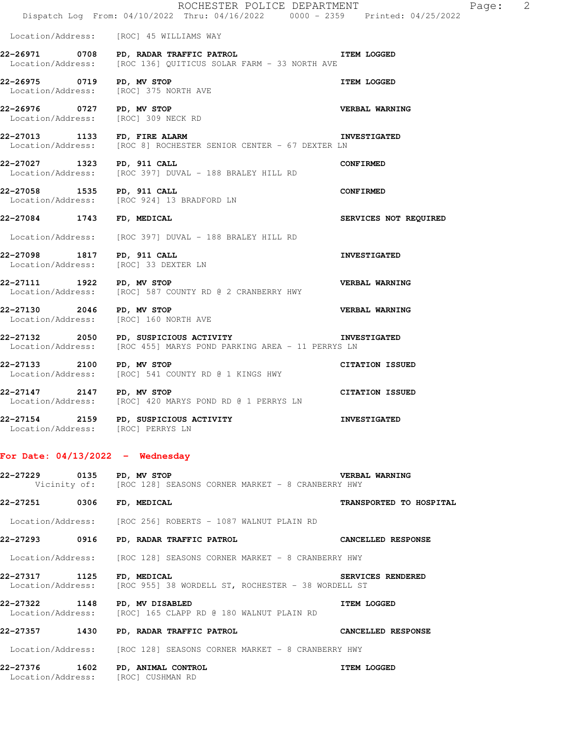Location/Address: [ROC] 45 WILLIAMS WAY

**22-26971 0708 PD, RADAR TRAFFIC PATROL** **ITEM LOGGED**
Location/Address: [ROC 136] QUITICUS SOLAR FARM - 33 NORTH AVE

**22-26975 0719 PD, MV STOP** **ITEM LOGGED**
Location/Address: [ROC] 375 NORTH AVE

**22-26976 0727 PD, MV STOP** **VERBAL WARNING**
Location/Address: [ROC] 309 NECK RD

**22-27013 1133 FD, FIRE ALARM** **INVESTIGATED**
Location/Address: [ROC 8] ROCHESTER SENIOR CENTER - 67 DEXTER LN

**22-27027 1323 PD, 911 CALL** **CONFIRMED**
Location/Address: [ROC 397] DUVAL - 188 BRALEY HILL RD

**22-27058 1535 PD, 911 CALL** **CONFIRMED**
Location/Address: [ROC 924] 13 BRADFORD LN

**22-27084 1743 FD, MEDICAL** **SERVICES NOT REQUIRED**
Location/Address: [ROC 397] DUVAL - 188 BRALEY HILL RD

**22-27098 1817 PD, 911 CALL** **INVESTIGATED**
Location/Address: [ROC] 33 DEXTER LN

**22-27111 1922 PD, MV STOP** **VERBAL WARNING**
Location/Address: [ROC] 587 COUNTY RD @ 2 CRANBERRY HWY

**22-27130 2046 PD, MV STOP** **VERBAL WARNING**
Location/Address: [ROC] 160 NORTH AVE

**22-27132 2050 PD, SUSPICIOUS ACTIVITY** **INVESTIGATED**
Location/Address: [ROC 455] MARYS POND PARKING AREA - 11 PERRYS LN

**22-27133 2100 PD, MV STOP** **CITATION ISSUED**
Location/Address: [ROC] 541 COUNTY RD @ 1 KINGS HWY

**22-27147 2147 PD, MV STOP** **CITATION ISSUED**
Location/Address: [ROC] 420 MARYS POND RD @ 1 PERRYS LN

**22-27154 2159 PD, SUSPICIOUS ACTIVITY** **INVESTIGATED**
Location/Address: [ROC] PERRYS LN

## For Date: 04/13/2022 - Wednesday

**22-27229 0135 PD, MV STOP** **VERBAL WARNING**
Vicinity of: [ROC 128] SEASONS CORNER MARKET - 8 CRANBERRY HWY

**22-27251 0306 FD, MEDICAL** **TRANSPORTED TO HOSPITAL**
Location/Address: [ROC 256] ROBERTS - 1087 WALNUT PLAIN RD

**22-27293 0916 PD, RADAR TRAFFIC PATROL** **CANCELLED RESPONSE**
Location/Address: [ROC 128] SEASONS CORNER MARKET - 8 CRANBERRY HWY

**22-27317 1125 FD, MEDICAL** **SERVICES RENDERED**
Location/Address: [ROC 955] 38 WORDELL ST, ROCHESTER - 38 WORDELL ST

**22-27322 1148 PD, MV DISABLED** **ITEM LOGGED**
Location/Address: [ROC] 165 CLAPP RD @ 180 WALNUT PLAIN RD

**22-27357 1430 PD, RADAR TRAFFIC PATROL** **CANCELLED RESPONSE**
Location/Address: [ROC 128] SEASONS CORNER MARKET - 8 CRANBERRY HWY

**22-27376 1602 PD, ANIMAL CONTROL** **ITEM LOGGED**
Location/Address: [ROC] CUSHMAN RD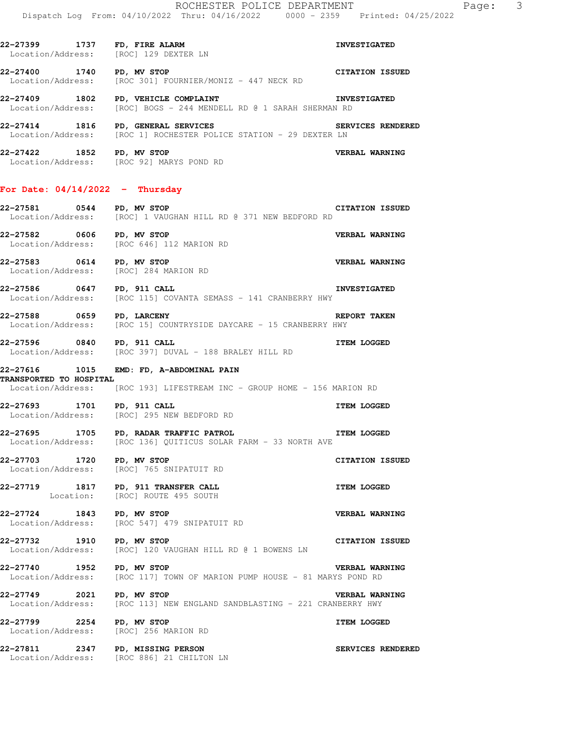22-27399 1737 **FD, FIRE ALARM** **INVESTIGATED**
Location/Address: [ROC] 129 DEXTER LN

22-27400 1740 **PD, MV STOP** **CITATION ISSUED**
Location/Address: [ROC 301] FOURNIER/MONIZ - 447 NECK RD

22-27409 1802 **PD, VEHICLE COMPLAINT** **INVESTIGATED**
Location/Address: [ROC] BOGS - 244 MENDELL RD @ 1 SARAH SHERMAN RD

22-27414 1816 **PD, GENERAL SERVICES** **SERVICES RENDERED**
Location/Address: [ROC 1] ROCHESTER POLICE STATION - 29 DEXTER LN

22-27422 1852 **PD, MV STOP** **VERBAL WARNING**
Location/Address: [ROC 92] MARYS POND RD

## For Date: 04/14/2022 - Thursday

22-27581 0544 **PD, MV STOP** **CITATION ISSUED**
Location/Address: [ROC] 1 VAUGHAN HILL RD @ 371 NEW BEDFORD RD

22-27582 0606 **PD, MV STOP** **VERBAL WARNING**
Location/Address: [ROC 646] 112 MARION RD

22-27583 0614 **PD, MV STOP** **VERBAL WARNING**
Location/Address: [ROC] 284 MARION RD

22-27586 0647 **PD, 911 CALL** **INVESTIGATED**
Location/Address: [ROC 115] COVANTA SEMASS - 141 CRANBERRY HWY

22-27588 0659 **PD, LARCENY** **REPORT TAKEN**
Location/Address: [ROC 15] COUNTRYSIDE DAYCARE - 15 CRANBERRY HWY

22-27596 0840 **PD, 911 CALL** **ITEM LOGGED**
Location/Address: [ROC 397] DUVAL - 188 BRALEY HILL RD

22-27616 1015 **EMD: FD, A-ABDOMINAL PAIN**
**TRANSPORTED TO HOSPITAL**
Location/Address: [ROC 193] LIFESTREAM INC - GROUP HOME - 156 MARION RD

22-27693 1701 **PD, 911 CALL** **ITEM LOGGED**
Location/Address: [ROC] 295 NEW BEDFORD RD

22-27695 1705 **PD, RADAR TRAFFIC PATROL** **ITEM LOGGED**
Location/Address: [ROC 136] QUITICUS SOLAR FARM - 33 NORTH AVE

22-27703 1720 **PD, MV STOP** **CITATION ISSUED**
Location/Address: [ROC] 765 SNIPATUIT RD

22-27719 1817 **PD, 911 TRANSFER CALL** **ITEM LOGGED**
Location: [ROC] ROUTE 495 SOUTH

22-27724 1843 **PD, MV STOP** **VERBAL WARNING**
Location/Address: [ROC 547] 479 SNIPATUIT RD

22-27732 1910 **PD, MV STOP** **CITATION ISSUED**
Location/Address: [ROC] 120 VAUGHAN HILL RD @ 1 BOWENS LN

22-27740 1952 **PD, MV STOP** **VERBAL WARNING**
Location/Address: [ROC 117] TOWN OF MARION PUMP HOUSE - 81 MARYS POND RD

22-27749 2021 **PD, MV STOP** **VERBAL WARNING**
Location/Address: [ROC 113] NEW ENGLAND SANDBLASTING - 221 CRANBERRY HWY

22-27799 2254 **PD, MV STOP** **ITEM LOGGED**
Location/Address: [ROC] 256 MARION RD

22-27811 2347 **PD, MISSING PERSON** **SERVICES RENDERED**
Location/Address: [ROC 886] 21 CHILTON LN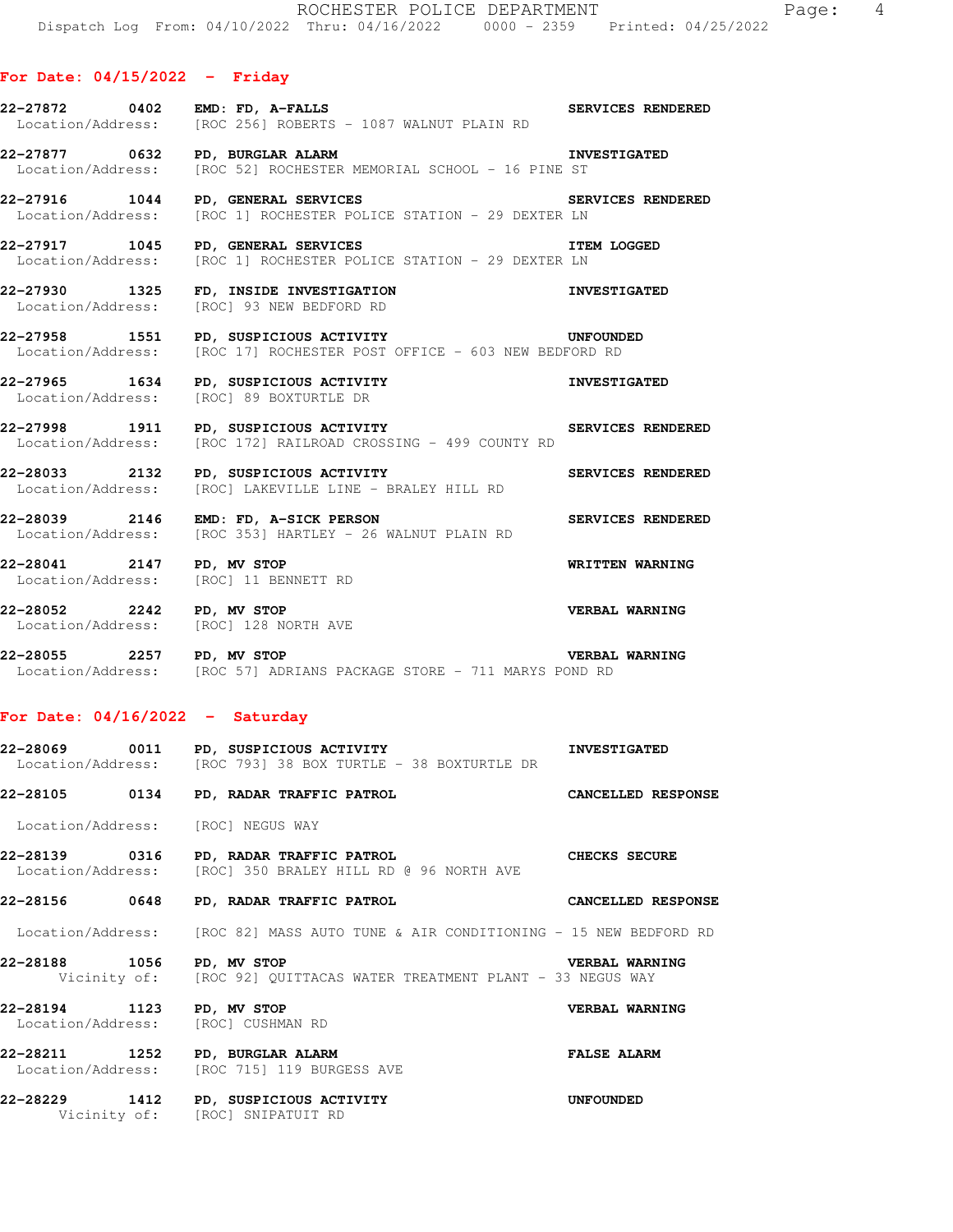## For Date: 04/15/2022 - Friday

**22-27872 0402 EMD: FD, A-FALLS** — **SERVICES RENDERED**
Location/Address: [ROC 256] ROBERTS - 1087 WALNUT PLAIN RD

**22-27877 0632 PD, BURGLAR ALARM** — **INVESTIGATED**
Location/Address: [ROC 52] ROCHESTER MEMORIAL SCHOOL - 16 PINE ST

**22-27916 1044 PD, GENERAL SERVICES** — **SERVICES RENDERED**
Location/Address: [ROC 1] ROCHESTER POLICE STATION - 29 DEXTER LN

**22-27917 1045 PD, GENERAL SERVICES** — **ITEM LOGGED**
Location/Address: [ROC 1] ROCHESTER POLICE STATION - 29 DEXTER LN

**22-27930 1325 FD, INSIDE INVESTIGATION** — **INVESTIGATED**
Location/Address: [ROC] 93 NEW BEDFORD RD

**22-27958 1551 PD, SUSPICIOUS ACTIVITY** — **UNFOUNDED**
Location/Address: [ROC 17] ROCHESTER POST OFFICE - 603 NEW BEDFORD RD

**22-27965 1634 PD, SUSPICIOUS ACTIVITY** — **INVESTIGATED**
Location/Address: [ROC] 89 BOXTURTLE DR

**22-27998 1911 PD, SUSPICIOUS ACTIVITY** — **SERVICES RENDERED**
Location/Address: [ROC 172] RAILROAD CROSSING - 499 COUNTY RD

**22-28033 2132 PD, SUSPICIOUS ACTIVITY** — **SERVICES RENDERED**
Location/Address: [ROC] LAKEVILLE LINE - BRALEY HILL RD

**22-28039 2146 EMD: FD, A-SICK PERSON** — **SERVICES RENDERED**
Location/Address: [ROC 353] HARTLEY - 26 WALNUT PLAIN RD

**22-28041 2147 PD, MV STOP** — **WRITTEN WARNING**
Location/Address: [ROC] 11 BENNETT RD

**22-28052 2242 PD, MV STOP** — **VERBAL WARNING**
Location/Address: [ROC] 128 NORTH AVE

**22-28055 2257 PD, MV STOP** — **VERBAL WARNING**
Location/Address: [ROC 57] ADRIANS PACKAGE STORE - 711 MARYS POND RD

## For Date: 04/16/2022 - Saturday

**22-28069 0011 PD, SUSPICIOUS ACTIVITY** — **INVESTIGATED**
Location/Address: [ROC 793] 38 BOX TURTLE - 38 BOXTURTLE DR

**22-28105 0134 PD, RADAR TRAFFIC PATROL** — **CANCELLED RESPONSE**
Location/Address: [ROC] NEGUS WAY

**22-28139 0316 PD, RADAR TRAFFIC PATROL** — **CHECKS SECURE**
Location/Address: [ROC] 350 BRALEY HILL RD @ 96 NORTH AVE

**22-28156 0648 PD, RADAR TRAFFIC PATROL** — **CANCELLED RESPONSE**
Location/Address: [ROC 82] MASS AUTO TUNE & AIR CONDITIONING - 15 NEW BEDFORD RD

**22-28188 1056 PD, MV STOP** — **VERBAL WARNING**
Vicinity of: [ROC 92] QUITTACAS WATER TREATMENT PLANT - 33 NEGUS WAY

**22-28194 1123 PD, MV STOP** — **VERBAL WARNING**
Location/Address: [ROC] CUSHMAN RD

**22-28211 1252 PD, BURGLAR ALARM** — **FALSE ALARM**
Location/Address: [ROC 715] 119 BURGESS AVE

**22-28229 1412 PD, SUSPICIOUS ACTIVITY** — **UNFOUNDED**
Vicinity of: [ROC] SNIPATUIT RD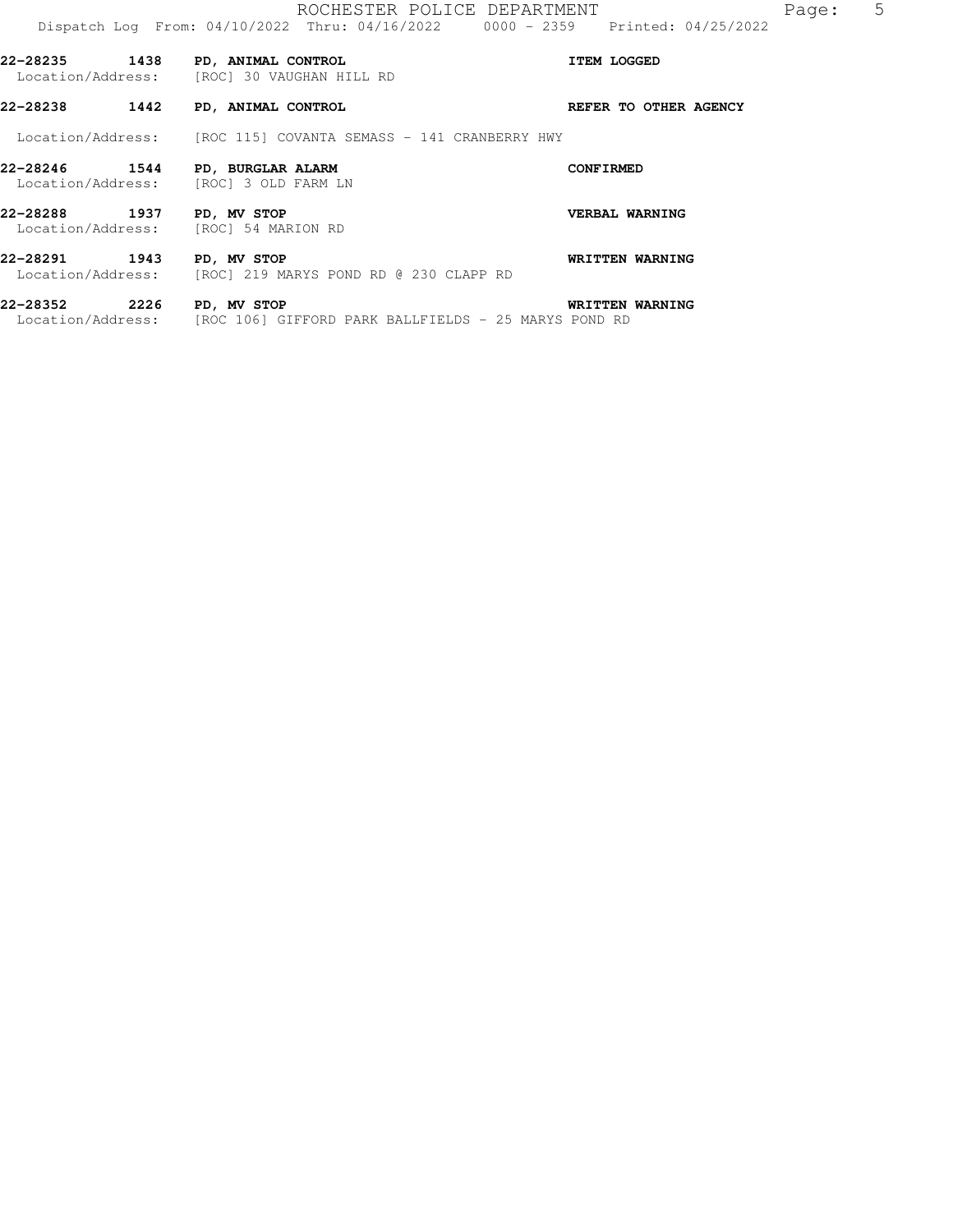**22-28235 1438 PD, ANIMAL CONTROL** **ITEM LOGGED**
Location/Address: [ROC] 30 VAUGHAN HILL RD

**22-28238 1442 PD, ANIMAL CONTROL** **REFER TO OTHER AGENCY**
Location/Address: [ROC 115] COVANTA SEMASS - 141 CRANBERRY HWY

**22-28246 1544 PD, BURGLAR ALARM** **CONFIRMED**
Location/Address: [ROC] 3 OLD FARM LN

**22-28288 1937 PD, MV STOP** **VERBAL WARNING**
Location/Address: [ROC] 54 MARION RD

**22-28291 1943 PD, MV STOP** **WRITTEN WARNING**
Location/Address: [ROC] 219 MARYS POND RD @ 230 CLAPP RD

**22-28352 2226 PD, MV STOP** **WRITTEN WARNING**
Location/Address: [ROC 106] GIFFORD PARK BALLFIELDS - 25 MARYS POND RD